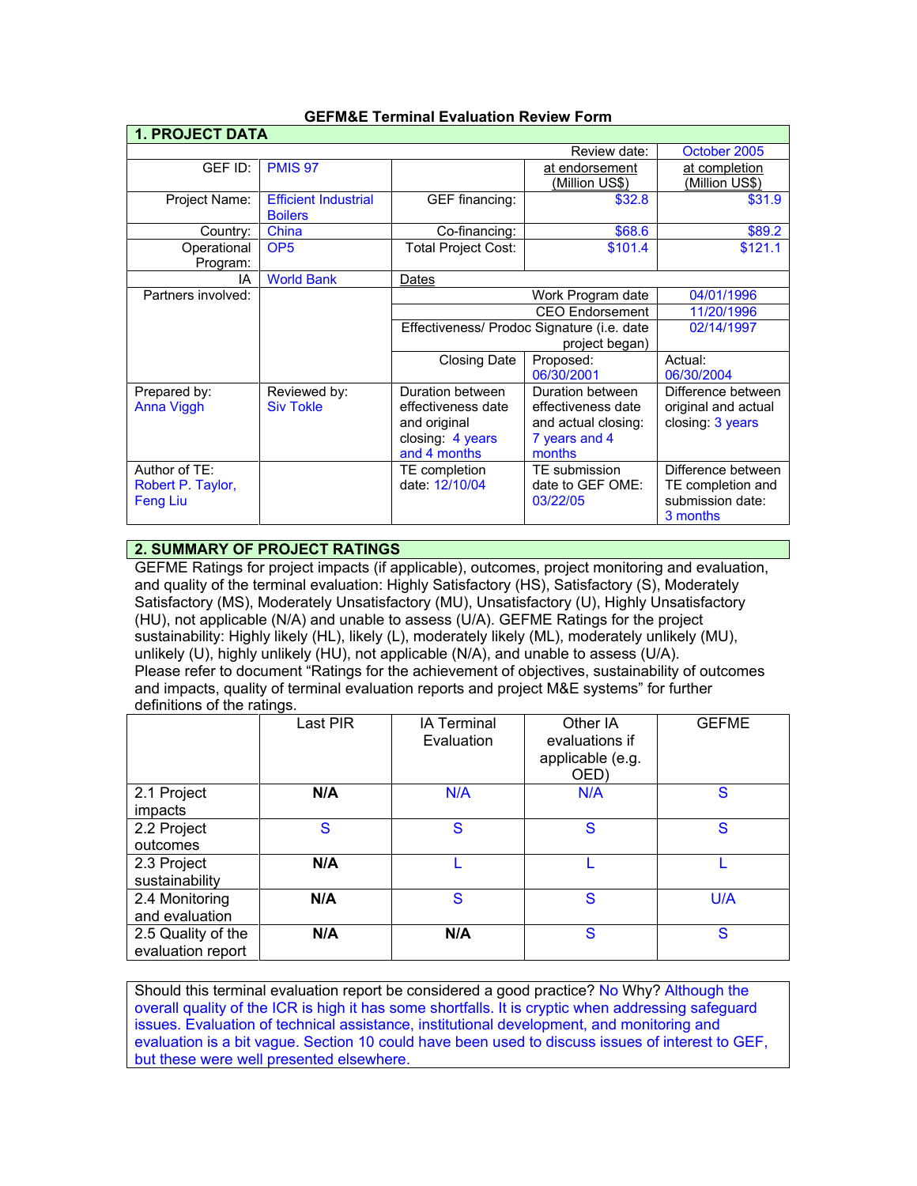# GEFM&E Terminal Evaluation Review Form

## 1. PROJECT DATA

| | | | | |
|---|---|---|---|---|
| | | | Review date: | October 2005 |
| GEF ID: | PMIS 97 | | at endorsement (Million US$) | at completion (Million US$) |
| Project Name: | Efficient Industrial Boilers | GEF financing: | $32.8 | $31.9 |
| Country: | China | Co-financing: | $68.6 | $89.2 |
| Operational Program: | OP5 | Total Project Cost: | $101.4 | $121.1 |
| IA | World Bank | Dates | | |
| Partners involved: | | | Work Program date | 04/01/1996 |
| | | | CEO Endorsement | 11/20/1996 |
| | | | Effectiveness/ Prodoc Signature (i.e. date project began) | 02/14/1997 |
| | | Closing Date | Proposed: 06/30/2001 | Actual: 06/30/2004 |
| Prepared by: Anna Viggh | Reviewed by: Siv Tokle | Duration between effectiveness date and original closing: 4 years and 4 months | Duration between effectiveness date and actual closing: 7 years and 4 months | Difference between original and actual closing: 3 years |
| Author of TE: Robert P. Taylor, Feng Liu | | TE completion date: 12/10/04 | TE submission date to GEF OME: 03/22/05 | Difference between TE completion and submission date: 3 months |

## 2. SUMMARY OF PROJECT RATINGS

GEFME Ratings for project impacts (if applicable), outcomes, project monitoring and evaluation, and quality of the terminal evaluation: Highly Satisfactory (HS), Satisfactory (S), Moderately Satisfactory (MS), Moderately Unsatisfactory (MU), Unsatisfactory (U), Highly Unsatisfactory (HU), not applicable (N/A) and unable to assess (U/A). GEFME Ratings for the project sustainability: Highly likely (HL), likely (L), moderately likely (ML), moderately unlikely (MU), unlikely (U), highly unlikely (HU), not applicable (N/A), and unable to assess (U/A).
Please refer to document "Ratings for the achievement of objectives, sustainability of outcomes and impacts, quality of terminal evaluation reports and project M&E systems" for further definitions of the ratings.

| | Last PIR | IA Terminal Evaluation | Other IA evaluations if applicable (e.g. OED) | GEFME |
|---|---|---|---|---|
| 2.1 Project impacts | **N/A** | N/A | N/A | S |
| 2.2 Project outcomes | S | S | S | S |
| 2.3 Project sustainability | **N/A** | L | L | L |
| 2.4 Monitoring and evaluation | **N/A** | S | S | U/A |
| 2.5 Quality of the evaluation report | **N/A** | **N/A** | S | S |

Should this terminal evaluation report be considered a good practice? No Why? Although the overall quality of the ICR is high it has some shortfalls. It is cryptic when addressing safeguard issues. Evaluation of technical assistance, institutional development, and monitoring and evaluation is a bit vague. Section 10 could have been used to discuss issues of interest to GEF, but these were well presented elsewhere.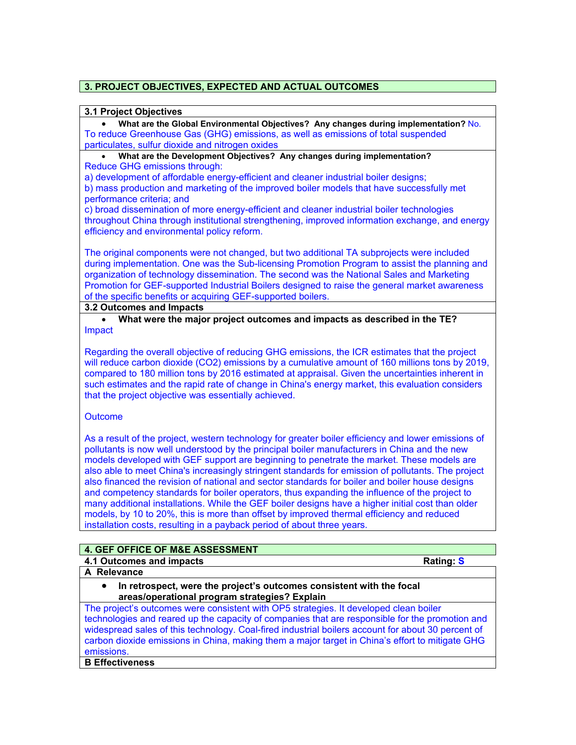## 3. PROJECT OBJECTIVES, EXPECTED AND ACTUAL OUTCOMES

### 3.1 Project Objectives

- **What are the Global Environmental Objectives? Any changes during implementation?** No.

To reduce Greenhouse Gas (GHG) emissions, as well as emissions of total suspended particulates, sulfur dioxide and nitrogen oxides

- **What are the Development Objectives? Any changes during implementation?**

Reduce GHG emissions through:

a) development of affordable energy-efficient and cleaner industrial boiler designs;

b) mass production and marketing of the improved boiler models that have successfully met performance criteria; and

c) broad dissemination of more energy-efficient and cleaner industrial boiler technologies throughout China through institutional strengthening, improved information exchange, and energy efficiency and environmental policy reform.

The original components were not changed, but two additional TA subprojects were included during implementation. One was the Sub-licensing Promotion Program to assist the planning and organization of technology dissemination. The second was the National Sales and Marketing Promotion for GEF-supported Industrial Boilers designed to raise the general market awareness of the specific benefits or acquiring GEF-supported boilers.

### 3.2 Outcomes and Impacts

- **What were the major project outcomes and impacts as described in the TE?**

Impact

Regarding the overall objective of reducing GHG emissions, the ICR estimates that the project will reduce carbon dioxide ($CO_2$) emissions by a cumulative amount of 160 millions tons by 2019, compared to 180 million tons by 2016 estimated at appraisal. Given the uncertainties inherent in such estimates and the rapid rate of change in China's energy market, this evaluation considers that the project objective was essentially achieved.

Outcome

As a result of the project, western technology for greater boiler efficiency and lower emissions of pollutants is now well understood by the principal boiler manufacturers in China and the new models developed with GEF support are beginning to penetrate the market. These models are also able to meet China's increasingly stringent standards for emission of pollutants. The project also financed the revision of national and sector standards for boiler and boiler house designs and competency standards for boiler operators, thus expanding the influence of the project to many additional installations. While the GEF boiler designs have a higher initial cost than older models, by 10 to 20%, this is more than offset by improved thermal efficiency and reduced installation costs, resulting in a payback period of about three years.

## 4. GEF OFFICE OF M&E ASSESSMENT

### 4.1 Outcomes and impacts — Rating: S

#### A Relevance

- **In retrospect, were the project's outcomes consistent with the focal areas/operational program strategies? Explain**

The project's outcomes were consistent with OP5 strategies. It developed clean boiler technologies and reared up the capacity of companies that are responsible for the promotion and widespread sales of this technology. Coal-fired industrial boilers account for about 30 percent of carbon dioxide emissions in China, making them a major target in China's effort to mitigate GHG emissions.

#### B Effectiveness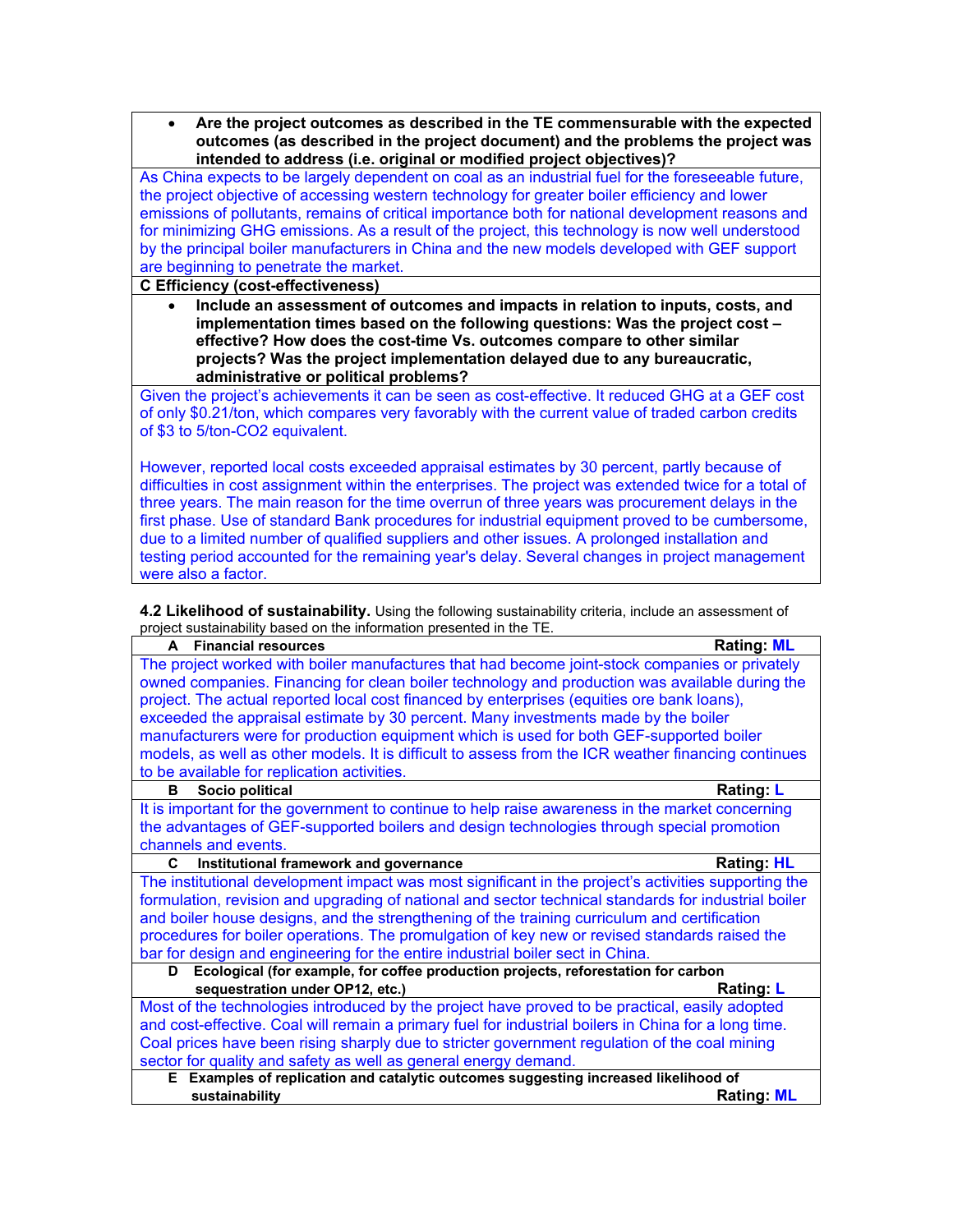- **Are the project outcomes as described in the TE commensurable with the expected outcomes (as described in the project document) and the problems the project was intended to address (i.e. original or modified project objectives)?**

As China expects to be largely dependent on coal as an industrial fuel for the foreseeable future, the project objective of accessing western technology for greater boiler efficiency and lower emissions of pollutants, remains of critical importance both for national development reasons and for minimizing GHG emissions. As a result of the project, this technology is now well understood by the principal boiler manufacturers in China and the new models developed with GEF support are beginning to penetrate the market.

**C Efficiency (cost-effectiveness)**

- **Include an assessment of outcomes and impacts in relation to inputs, costs, and implementation times based on the following questions: Was the project cost – effective? How does the cost-time Vs. outcomes compare to other similar projects? Was the project implementation delayed due to any bureaucratic, administrative or political problems?**

Given the project's achievements it can be seen as cost-effective. It reduced GHG at a GEF cost of only $0.21/ton, which compares very favorably with the current value of traded carbon credits of $3 to 5/ton-CO2 equivalent.

However, reported local costs exceeded appraisal estimates by 30 percent, partly because of difficulties in cost assignment within the enterprises. The project was extended twice for a total of three years. The main reason for the time overrun of three years was procurement delays in the first phase. Use of standard Bank procedures for industrial equipment proved to be cumbersome, due to a limited number of qualified suppliers and other issues. A prolonged installation and testing period accounted for the remaining year's delay. Several changes in project management were also a factor.

**4.2 Likelihood of sustainability.** Using the following sustainability criteria, include an assessment of project sustainability based on the information presented in the TE.

| **A Financial resources** | **Rating: ML** |
|---|---|
| The project worked with boiler manufactures that had become joint-stock companies or privately owned companies. Financing for clean boiler technology and production was available during the project. The actual reported local cost financed by enterprises (equities ore bank loans), exceeded the appraisal estimate by 30 percent. Many investments made by the boiler manufacturers were for production equipment which is used for both GEF-supported boiler models, as well as other models. It is difficult to assess from the ICR weather financing continues to be available for replication activities. | |
| **B Socio political** | **Rating: L** |
| It is important for the government to continue to help raise awareness in the market concerning the advantages of GEF-supported boilers and design technologies through special promotion channels and events. | |
| **C Institutional framework and governance** | **Rating: HL** |
| The institutional development impact was most significant in the project's activities supporting the formulation, revision and upgrading of national and sector technical standards for industrial boiler and boiler house designs, and the strengthening of the training curriculum and certification procedures for boiler operations. The promulgation of key new or revised standards raised the bar for design and engineering for the entire industrial boiler sect in China. | |
| **D Ecological (for example, for coffee production projects, reforestation for carbon sequestration under OP12, etc.)** | **Rating: L** |
| Most of the technologies introduced by the project have proved to be practical, easily adopted and cost-effective. Coal will remain a primary fuel for industrial boilers in China for a long time. Coal prices have been rising sharply due to stricter government regulation of the coal mining sector for quality and safety as well as general energy demand. | |
| **E Examples of replication and catalytic outcomes suggesting increased likelihood of sustainability** | **Rating: ML** |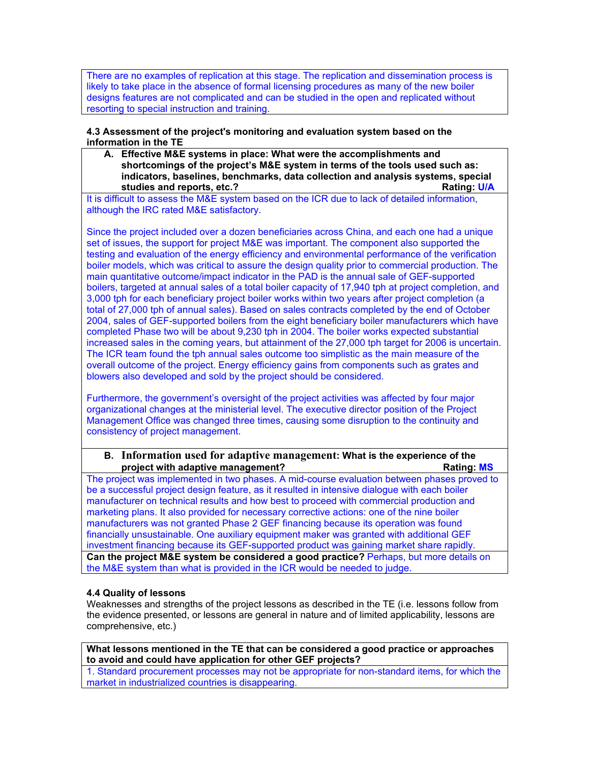There are no examples of replication at this stage. The replication and dissemination process is likely to take place in the absence of formal licensing procedures as many of the new boiler designs features are not complicated and can be studied in the open and replicated without resorting to special instruction and training.

**4.3 Assessment of the project's monitoring and evaluation system based on the information in the TE**

**A. Effective M&E systems in place: What were the accomplishments and shortcomings of the project's M&E system in terms of the tools used such as: indicators, baselines, benchmarks, data collection and analysis systems, special studies and reports, etc.?** **Rating: U/A**

It is difficult to assess the M&E system based on the ICR due to lack of detailed information, although the IRC rated M&E satisfactory.

Since the project included over a dozen beneficiaries across China, and each one had a unique set of issues, the support for project M&E was important. The component also supported the testing and evaluation of the energy efficiency and environmental performance of the verification boiler models, which was critical to assure the design quality prior to commercial production. The main quantitative outcome/impact indicator in the PAD is the annual sale of GEF-supported boilers, targeted at annual sales of a total boiler capacity of 17,940 tph at project completion, and 3,000 tph for each beneficiary project boiler works within two years after project completion (a total of 27,000 tph of annual sales). Based on sales contracts completed by the end of October 2004, sales of GEF-supported boilers from the eight beneficiary boiler manufacturers which have completed Phase two will be about 9,230 tph in 2004. The boiler works expected substantial increased sales in the coming years, but attainment of the 27,000 tph target for 2006 is uncertain. The ICR team found the tph annual sales outcome too simplistic as the main measure of the overall outcome of the project. Energy efficiency gains from components such as grates and blowers also developed and sold by the project should be considered.

Furthermore, the government's oversight of the project activities was affected by four major organizational changes at the ministerial level. The executive director position of the Project Management Office was changed three times, causing some disruption to the continuity and consistency of project management.

**B. Information used for adaptive management: What is the experience of the project with adaptive management?** **Rating: MS**

The project was implemented in two phases. A mid-course evaluation between phases proved to be a successful project design feature, as it resulted in intensive dialogue with each boiler manufacturer on technical results and how best to proceed with commercial production and marketing plans. It also provided for necessary corrective actions: one of the nine boiler manufacturers was not granted Phase 2 GEF financing because its operation was found financially unsustainable. One auxiliary equipment maker was granted with additional GEF investment financing because its GEF-supported product was gaining market share rapidly.

**Can the project M&E system be considered a good practice?** Perhaps, but more details on the M&E system than what is provided in the ICR would be needed to judge.

**4.4 Quality of lessons**

Weaknesses and strengths of the project lessons as described in the TE (i.e. lessons follow from the evidence presented, or lessons are general in nature and of limited applicability, lessons are comprehensive, etc.)

**What lessons mentioned in the TE that can be considered a good practice or approaches to avoid and could have application for other GEF projects?**

1. Standard procurement processes may not be appropriate for non-standard items, for which the market in industrialized countries is disappearing.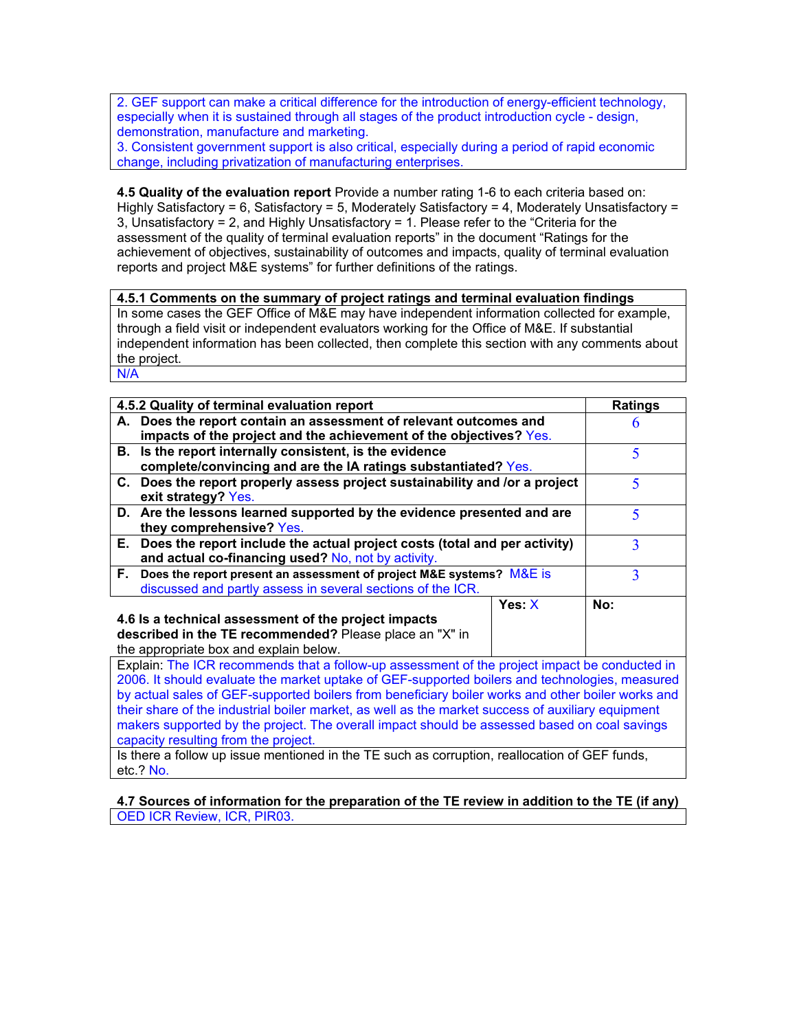2. GEF support can make a critical difference for the introduction of energy-efficient technology, especially when it is sustained through all stages of the product introduction cycle - design, demonstration, manufacture and marketing.
3. Consistent government support is also critical, especially during a period of rapid economic change, including privatization of manufacturing enterprises.

**4.5 Quality of the evaluation report** Provide a number rating 1-6 to each criteria based on: Highly Satisfactory = 6, Satisfactory = 5, Moderately Satisfactory = 4, Moderately Unsatisfactory = 3, Unsatisfactory = 2, and Highly Unsatisfactory = 1. Please refer to the "Criteria for the assessment of the quality of terminal evaluation reports" in the document "Ratings for the achievement of objectives, sustainability of outcomes and impacts, quality of terminal evaluation reports and project M&E systems" for further definitions of the ratings.

**4.5.1 Comments on the summary of project ratings and terminal evaluation findings**

In some cases the GEF Office of M&E may have independent information collected for example, through a field visit or independent evaluators working for the Office of M&E. If substantial independent information has been collected, then complete this section with any comments about the project.

N/A

| 4.5.2 Quality of terminal evaluation report | Ratings |
|---|---|
| **A. Does the report contain an assessment of relevant outcomes and impacts of the project and the achievement of the objectives?** Yes. | 6 |
| **B. Is the report internally consistent, is the evidence complete/convincing and are the IA ratings substantiated?** Yes. | 5 |
| **C. Does the report properly assess project sustainability and /or a project exit strategy?** Yes. | 5 |
| **D. Are the lessons learned supported by the evidence presented and are they comprehensive?** Yes. | 5 |
| **E. Does the report include the actual project costs (total and per activity) and actual co-financing used?** No, not by activity. | 3 |
| **F. Does the report present an assessment of project M&E systems?** M&E is discussed and partly assess in several sections of the ICR. | 3 |

| **4.6 Is a technical assessment of the project impacts described in the TE recommended?** Please place an "X" in the appropriate box and explain below. | **Yes:** X | **No:** |
|---|---|---|

Explain: The ICR recommends that a follow-up assessment of the project impact be conducted in 2006. It should evaluate the market uptake of GEF-supported boilers and technologies, measured by actual sales of GEF-supported boilers from beneficiary boiler works and other boiler works and their share of the industrial boiler market, as well as the market success of auxiliary equipment makers supported by the project. The overall impact should be assessed based on coal savings capacity resulting from the project.

Is there a follow up issue mentioned in the TE such as corruption, reallocation of GEF funds, etc.? No.

**4.7 Sources of information for the preparation of the TE review in addition to the TE (if any)**

OED ICR Review, ICR, PIR03.